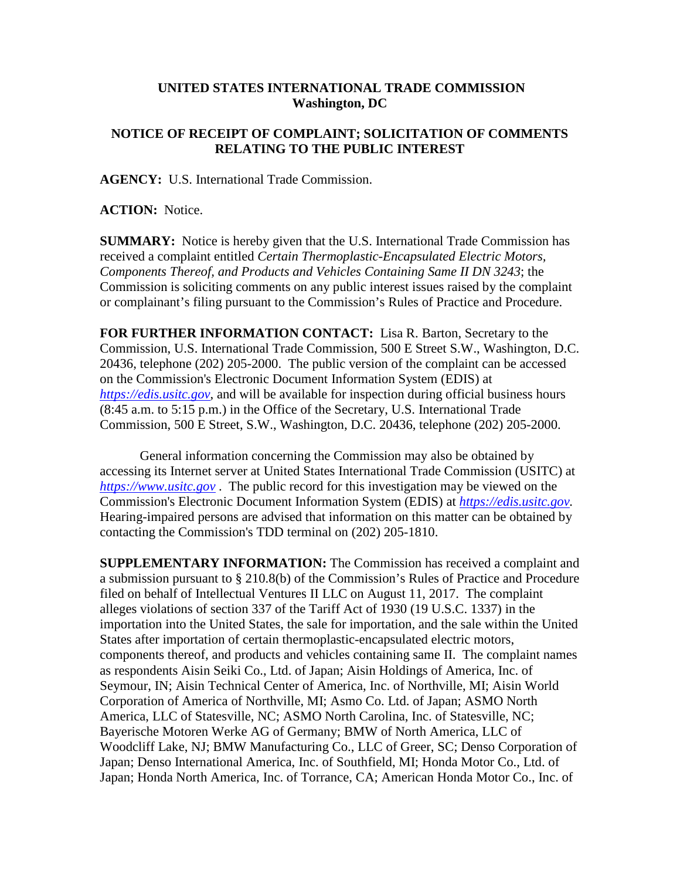**UNITED STATES INTERNATIONAL TRADE COMMISSION**
**Washington, DC**

**NOTICE OF RECEIPT OF COMPLAINT; SOLICITATION OF COMMENTS RELATING TO THE PUBLIC INTEREST**

**AGENCY:** U.S. International Trade Commission.

**ACTION:** Notice.

**SUMMARY:** Notice is hereby given that the U.S. International Trade Commission has received a complaint entitled *Certain Thermoplastic-Encapsulated Electric Motors, Components Thereof, and Products and Vehicles Containing Same II DN 3243*; the Commission is soliciting comments on any public interest issues raised by the complaint or complainant's filing pursuant to the Commission's Rules of Practice and Procedure.

**FOR FURTHER INFORMATION CONTACT:** Lisa R. Barton, Secretary to the Commission, U.S. International Trade Commission, 500 E Street S.W., Washington, D.C. 20436, telephone (202) 205-2000. The public version of the complaint can be accessed on the Commission's Electronic Document Information System (EDIS) at *https://edis.usitc.gov*, and will be available for inspection during official business hours (8:45 a.m. to 5:15 p.m.) in the Office of the Secretary, U.S. International Trade Commission, 500 E Street, S.W., Washington, D.C. 20436, telephone (202) 205-2000.

General information concerning the Commission may also be obtained by accessing its Internet server at United States International Trade Commission (USITC) at *https://www.usitc.gov* . The public record for this investigation may be viewed on the Commission's Electronic Document Information System (EDIS) at *https://edis.usitc.gov.* Hearing-impaired persons are advised that information on this matter can be obtained by contacting the Commission's TDD terminal on (202) 205-1810.

**SUPPLEMENTARY INFORMATION:** The Commission has received a complaint and a submission pursuant to § 210.8(b) of the Commission's Rules of Practice and Procedure filed on behalf of Intellectual Ventures II LLC on August 11, 2017. The complaint alleges violations of section 337 of the Tariff Act of 1930 (19 U.S.C. 1337) in the importation into the United States, the sale for importation, and the sale within the United States after importation of certain thermoplastic-encapsulated electric motors, components thereof, and products and vehicles containing same II. The complaint names as respondents Aisin Seiki Co., Ltd. of Japan; Aisin Holdings of America, Inc. of Seymour, IN; Aisin Technical Center of America, Inc. of Northville, MI; Aisin World Corporation of America of Northville, MI; Asmo Co. Ltd. of Japan; ASMO North America, LLC of Statesville, NC; ASMO North Carolina, Inc. of Statesville, NC; Bayerische Motoren Werke AG of Germany; BMW of North America, LLC of Woodcliff Lake, NJ; BMW Manufacturing Co., LLC of Greer, SC; Denso Corporation of Japan; Denso International America, Inc. of Southfield, MI; Honda Motor Co., Ltd. of Japan; Honda North America, Inc. of Torrance, CA; American Honda Motor Co., Inc. of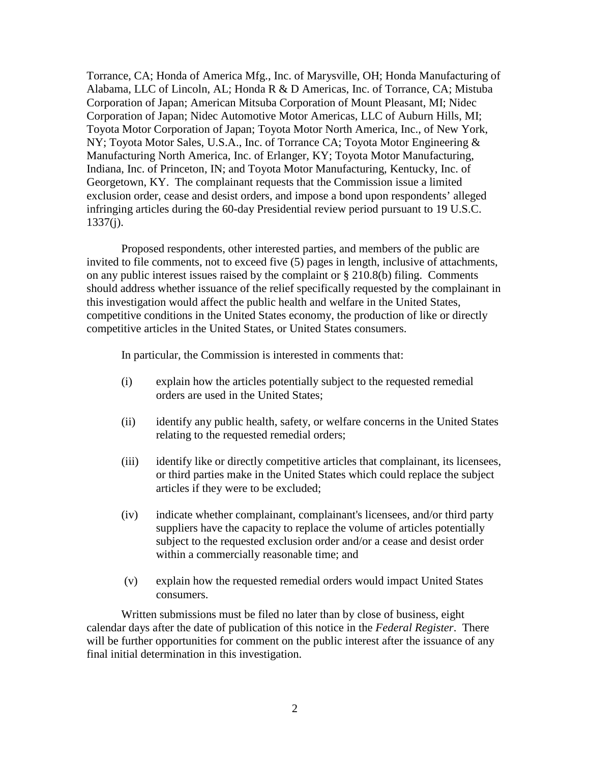Torrance, CA; Honda of America Mfg., Inc. of Marysville, OH; Honda Manufacturing of Alabama, LLC of Lincoln, AL; Honda R & D Americas, Inc. of Torrance, CA; Mistuba Corporation of Japan; American Mitsuba Corporation of Mount Pleasant, MI; Nidec Corporation of Japan; Nidec Automotive Motor Americas, LLC of Auburn Hills, MI; Toyota Motor Corporation of Japan; Toyota Motor North America, Inc., of New York, NY; Toyota Motor Sales, U.S.A., Inc. of Torrance CA; Toyota Motor Engineering & Manufacturing North America, Inc. of Erlanger, KY; Toyota Motor Manufacturing, Indiana, Inc. of Princeton, IN; and Toyota Motor Manufacturing, Kentucky, Inc. of Georgetown, KY. The complainant requests that the Commission issue a limited exclusion order, cease and desist orders, and impose a bond upon respondents' alleged infringing articles during the 60-day Presidential review period pursuant to 19 U.S.C. 1337(j).

Proposed respondents, other interested parties, and members of the public are invited to file comments, not to exceed five (5) pages in length, inclusive of attachments, on any public interest issues raised by the complaint or § 210.8(b) filing. Comments should address whether issuance of the relief specifically requested by the complainant in this investigation would affect the public health and welfare in the United States, competitive conditions in the United States economy, the production of like or directly competitive articles in the United States, or United States consumers.

In particular, the Commission is interested in comments that:

(i) explain how the articles potentially subject to the requested remedial orders are used in the United States;

(ii) identify any public health, safety, or welfare concerns in the United States relating to the requested remedial orders;

(iii) identify like or directly competitive articles that complainant, its licensees, or third parties make in the United States which could replace the subject articles if they were to be excluded;

(iv) indicate whether complainant, complainant's licensees, and/or third party suppliers have the capacity to replace the volume of articles potentially subject to the requested exclusion order and/or a cease and desist order within a commercially reasonable time; and

(v) explain how the requested remedial orders would impact United States consumers.

Written submissions must be filed no later than by close of business, eight calendar days after the date of publication of this notice in the *Federal Register*. There will be further opportunities for comment on the public interest after the issuance of any final initial determination in this investigation.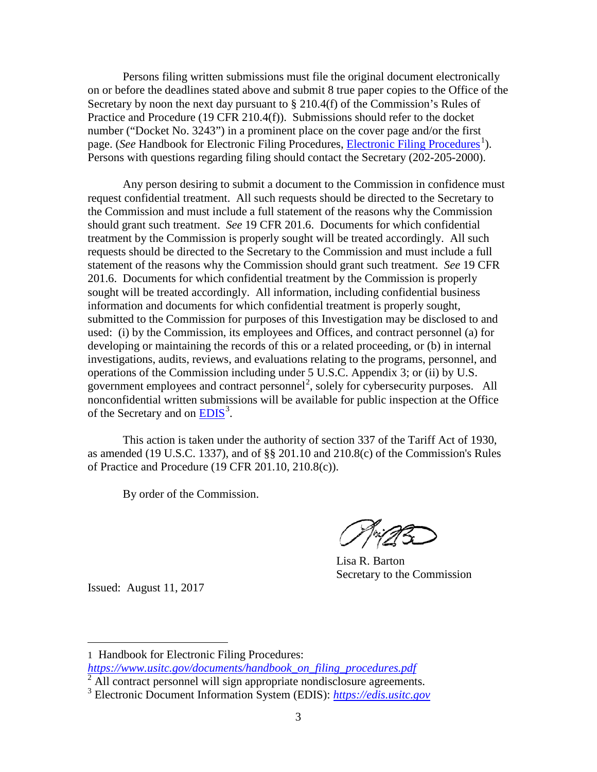Persons filing written submissions must file the original document electronically on or before the deadlines stated above and submit 8 true paper copies to the Office of the Secretary by noon the next day pursuant to § 210.4(f) of the Commission's Rules of Practice and Procedure (19 CFR 210.4(f)). Submissions should refer to the docket number ("Docket No. 3243") in a prominent place on the cover page and/or the first page. (*See* Handbook for Electronic Filing Procedures, Electronic Filing Procedures[1]). Persons with questions regarding filing should contact the Secretary (202-205-2000).

Any person desiring to submit a document to the Commission in confidence must request confidential treatment. All such requests should be directed to the Secretary to the Commission and must include a full statement of the reasons why the Commission should grant such treatment. *See* 19 CFR 201.6. Documents for which confidential treatment by the Commission is properly sought will be treated accordingly. All such requests should be directed to the Secretary to the Commission and must include a full statement of the reasons why the Commission should grant such treatment. *See* 19 CFR 201.6. Documents for which confidential treatment by the Commission is properly sought will be treated accordingly. All information, including confidential business information and documents for which confidential treatment is properly sought, submitted to the Commission for purposes of this Investigation may be disclosed to and used: (i) by the Commission, its employees and Offices, and contract personnel (a) for developing or maintaining the records of this or a related proceeding, or (b) in internal investigations, audits, reviews, and evaluations relating to the programs, personnel, and operations of the Commission including under 5 U.S.C. Appendix 3; or (ii) by U.S. government employees and contract personnel[2], solely for cybersecurity purposes. All nonconfidential written submissions will be available for public inspection at the Office of the Secretary and on EDIS[3].

This action is taken under the authority of section 337 of the Tariff Act of 1930, as amended (19 U.S.C. 1337), and of §§ 201.10 and 210.8(c) of the Commission's Rules of Practice and Procedure (19 CFR 201.10, 210.8(c)).

By order of the Commission.

Lisa R. Barton
Secretary to the Commission

Issued: August 11, 2017

---

1 Handbook for Electronic Filing Procedures: *https://www.usitc.gov/documents/handbook_on_filing_procedures.pdf*

2 All contract personnel will sign appropriate nondisclosure agreements.

3 Electronic Document Information System (EDIS): *https://edis.usitc.gov*